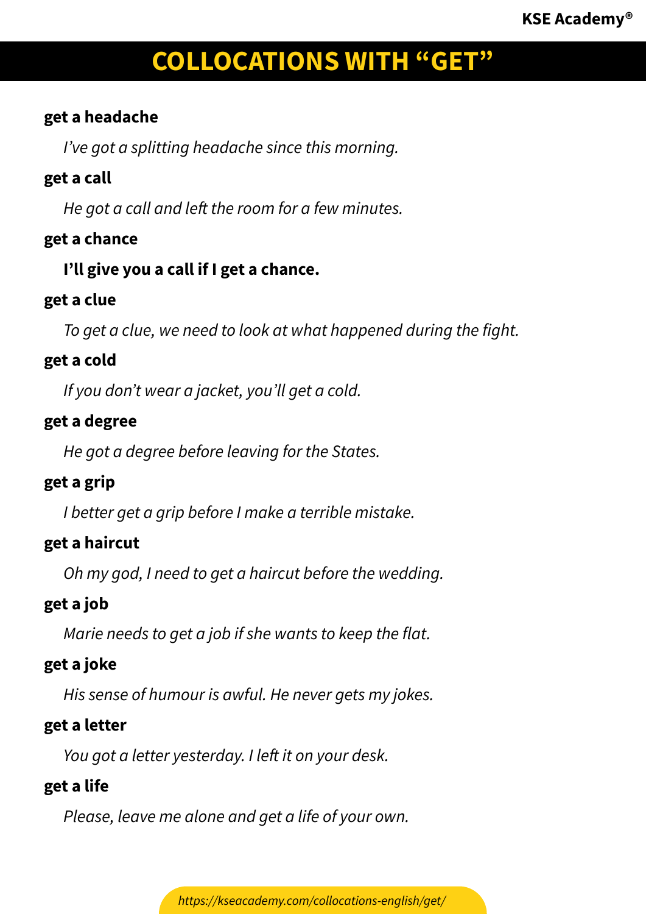# COLLOCATIONS WITH "GET"

**get a headache**

*I've got a splitting headache since this morning.*

**get a call**

*He got a call and left the room for a few minutes.*

**get a chance**

**I'll give you a call if I get a chance.**

**get a clue**

*To get a clue, we need to look at what happened during the fight.*

**get a cold**

*If you don't wear a jacket, you'll get a cold.*

**get a degree**

*He got a degree before leaving for the States.*

**get a grip**

*I better get a grip before I make a terrible mistake.*

**get a haircut**

*Oh my god, I need to get a haircut before the wedding.*

**get a job**

*Marie needs to get a job if she wants to keep the flat.*

**get a joke**

*His sense of humour is awful. He never gets my jokes.*

**get a letter**

*You got a letter yesterday. I left it on your desk.*

**get a life**

*Please, leave me alone and get a life of your own.*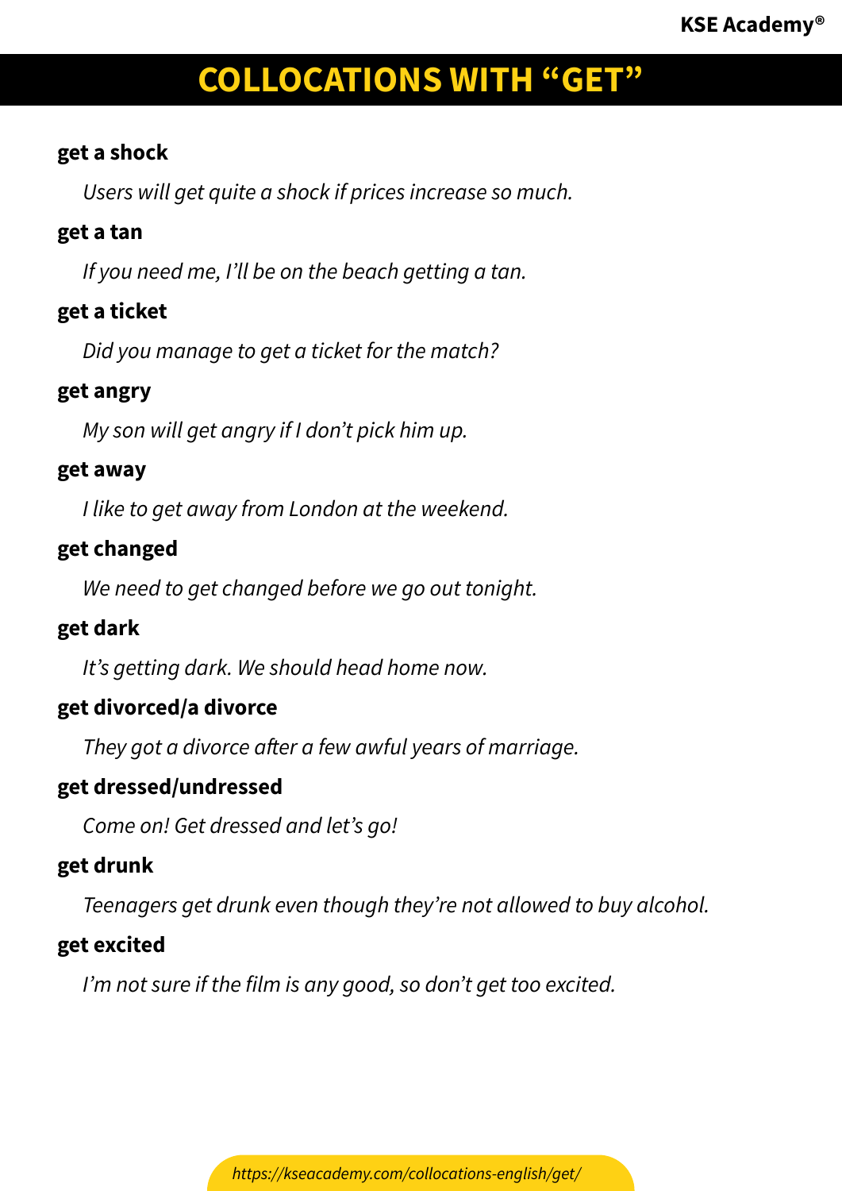# COLLOCATIONS WITH "GET"

**get a shock**

*Users will get quite a shock if prices increase so much.*

**get a tan**

*If you need me, I'll be on the beach getting a tan.*

**get a ticket**

*Did you manage to get a ticket for the match?*

**get angry**

*My son will get angry if I don't pick him up.*

**get away**

*I like to get away from London at the weekend.*

**get changed**

*We need to get changed before we go out tonight.*

**get dark**

*It's getting dark. We should head home now.*

**get divorced/a divorce**

*They got a divorce after a few awful years of marriage.*

**get dressed/undressed**

*Come on! Get dressed and let's go!*

**get drunk**

*Teenagers get drunk even though they're not allowed to buy alcohol.*

**get excited**

*I'm not sure if the film is any good, so don't get too excited.*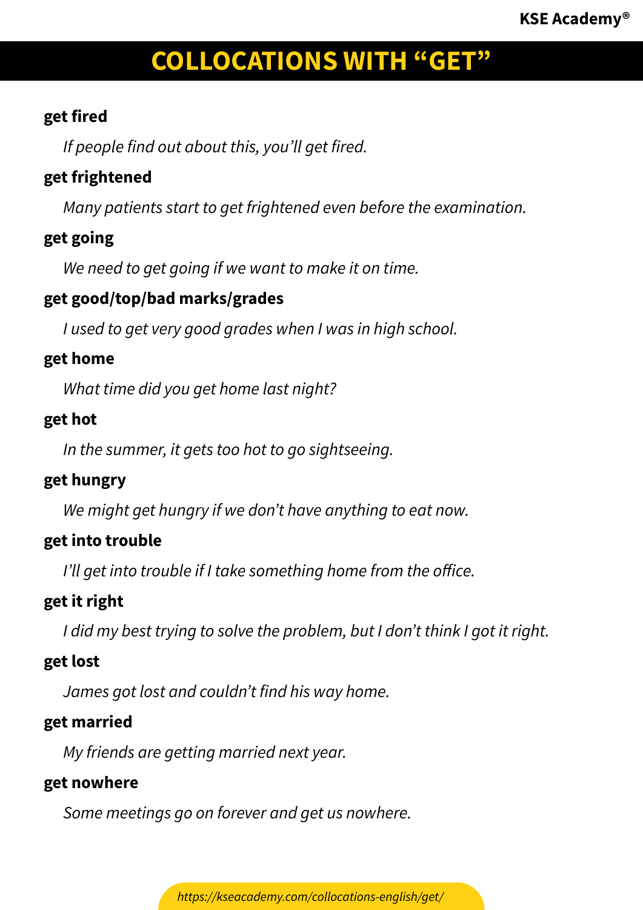# COLLOCATIONS WITH "GET"

**get fired**

*If people find out about this, you'll get fired.*

**get frightened**

*Many patients start to get frightened even before the examination.*

**get going**

*We need to get going if we want to make it on time.*

**get good/top/bad marks/grades**

*I used to get very good grades when I was in high school.*

**get home**

*What time did you get home last night?*

**get hot**

*In the summer, it gets too hot to go sightseeing.*

**get hungry**

*We might get hungry if we don't have anything to eat now.*

**get into trouble**

*I'll get into trouble if I take something home from the office.*

**get it right**

*I did my best trying to solve the problem, but I don't think I got it right.*

**get lost**

*James got lost and couldn't find his way home.*

**get married**

*My friends are getting married next year.*

**get nowhere**

*Some meetings go on forever and get us nowhere.*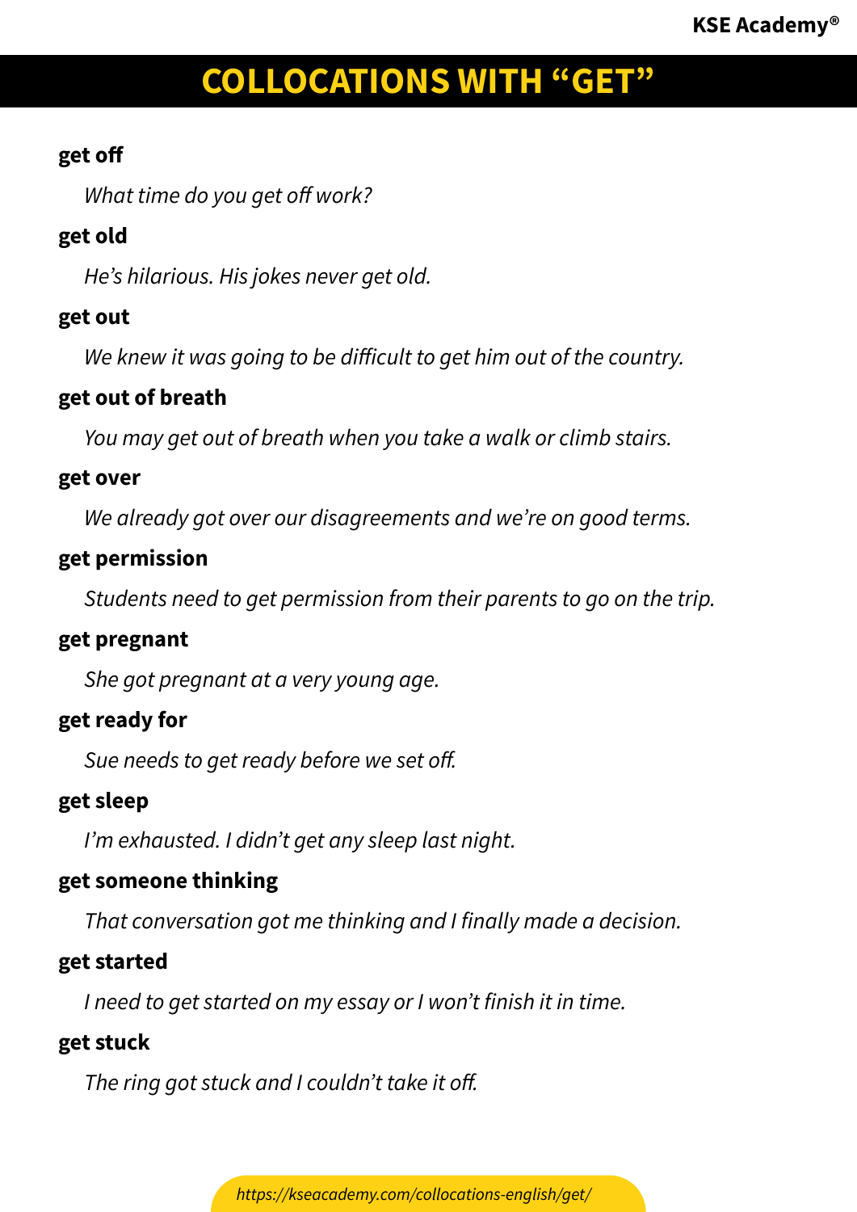# COLLOCATIONS WITH "GET"

**get off**

*What time do you get off work?*

**get old**

*He's hilarious. His jokes never get old.*

**get out**

*We knew it was going to be difficult to get him out of the country.*

**get out of breath**

*You may get out of breath when you take a walk or climb stairs.*

**get over**

*We already got over our disagreements and we're on good terms.*

**get permission**

*Students need to get permission from their parents to go on the trip.*

**get pregnant**

*She got pregnant at a very young age.*

**get ready for**

*Sue needs to get ready before we set off.*

**get sleep**

*I'm exhausted. I didn't get any sleep last night.*

**get someone thinking**

*That conversation got me thinking and I finally made a decision.*

**get started**

*I need to get started on my essay or I won't finish it in time.*

**get stuck**

*The ring got stuck and I couldn't take it off.*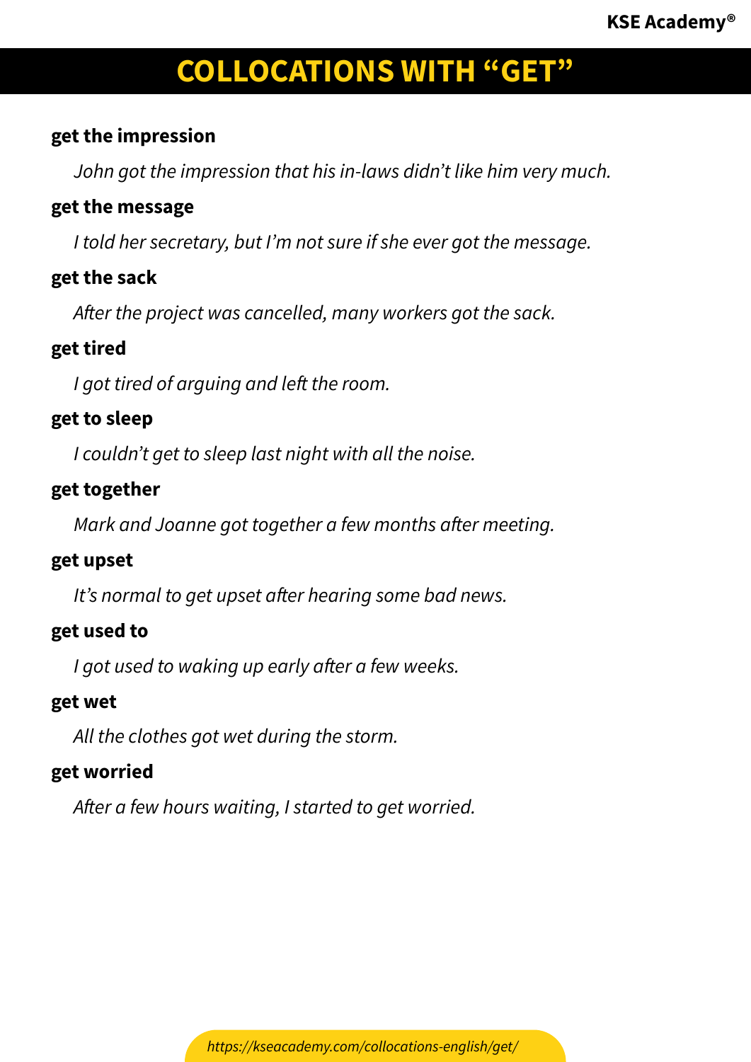# COLLOCATIONS WITH "GET"

**get the impression**

*John got the impression that his in-laws didn't like him very much.*

**get the message**

*I told her secretary, but I'm not sure if she ever got the message.*

**get the sack**

*After the project was cancelled, many workers got the sack.*

**get tired**

*I got tired of arguing and left the room.*

**get to sleep**

*I couldn't get to sleep last night with all the noise.*

**get together**

*Mark and Joanne got together a few months after meeting.*

**get upset**

*It's normal to get upset after hearing some bad news.*

**get used to**

*I got used to waking up early after a few weeks.*

**get wet**

*All the clothes got wet during the storm.*

**get worried**

*After a few hours waiting, I started to get worried.*